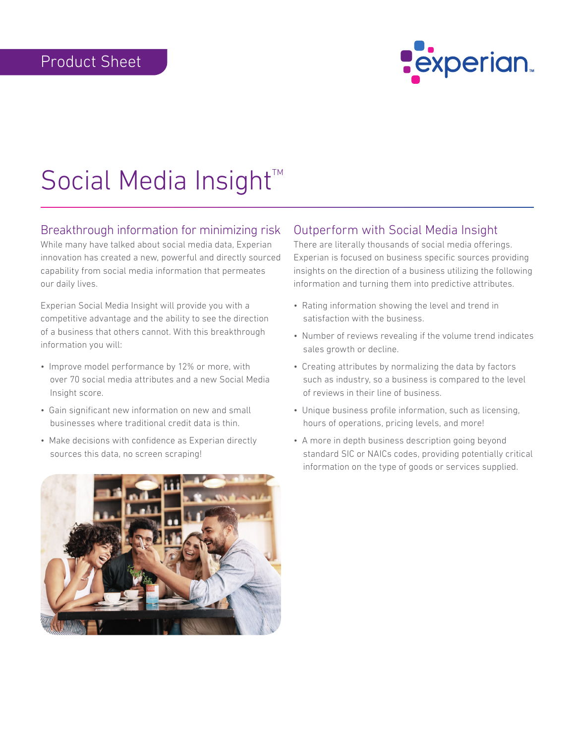Product Sheet

# Social Media Insight™

## Breakthrough information for minimizing risk

While many have talked about social media data, Experian innovation has created a new, powerful and directly sourced capability from social media information that permeates our daily lives.

Experian Social Media Insight will provide you with a competitive advantage and the ability to see the direction of a business that others cannot. With this breakthrough information you will:

- Improve model performance by 12% or more, with over 70 social media attributes and a new Social Media Insight score.
- Gain significant new information on new and small businesses where traditional credit data is thin.
- Make decisions with confidence as Experian directly sources this data, no screen scraping!

## Outperform with Social Media Insight

There are literally thousands of social media offerings. Experian is focused on business specific sources providing insights on the direction of a business utilizing the following information and turning them into predictive attributes.

- Rating information showing the level and trend in satisfaction with the business.
- Number of reviews revealing if the volume trend indicates sales growth or decline.
- Creating attributes by normalizing the data by factors such as industry, so a business is compared to the level of reviews in their line of business.
- Unique business profile information, such as licensing, hours of operations, pricing levels, and more!
- A more in depth business description going beyond standard SIC or NAICs codes, providing potentially critical information on the type of goods or services supplied.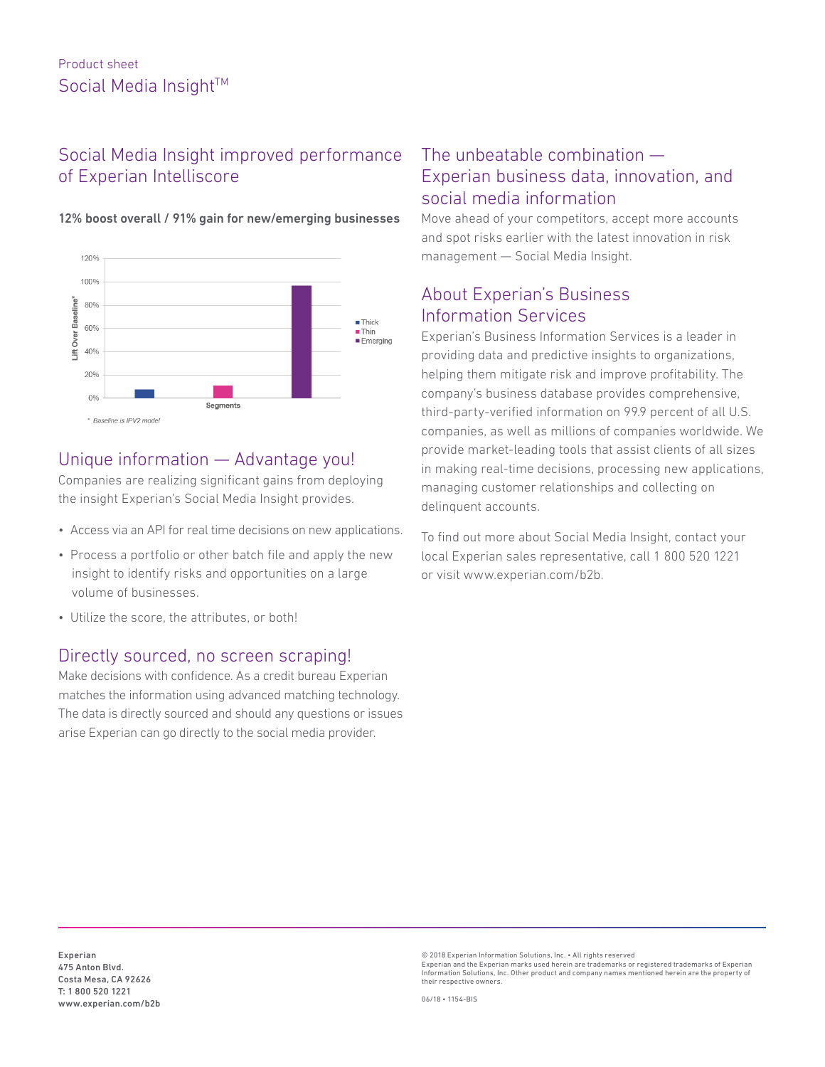Product sheet

Social Media Insight™

## Social Media Insight improved performance of Experian Intelliscore

**12% boost overall / 91% gain for new/emerging businesses**

120%
100%
80%
60%
40%
20%
0%

Lift Over Baseline*

Segments

Thick
Thin
Emerging

\* Baseline is IPV2 model

## Unique information — Advantage you!

Companies are realizing significant gains from deploying the insight Experian's Social Media Insight provides.

- Access via an API for real time decisions on new applications.
- Process a portfolio or other batch file and apply the new insight to identify risks and opportunities on a large volume of businesses.
- Utilize the score, the attributes, or both!

## Directly sourced, no screen scraping!

Make decisions with confidence. As a credit bureau Experian matches the information using advanced matching technology. The data is directly sourced and should any questions or issues arise Experian can go directly to the social media provider.

## The unbeatable combination — Experian business data, innovation, and social media information

Move ahead of your competitors, accept more accounts and spot risks earlier with the latest innovation in risk management — Social Media Insight.

## About Experian's Business Information Services

Experian's Business Information Services is a leader in providing data and predictive insights to organizations, helping them mitigate risk and improve profitability. The company's business database provides comprehensive, third-party-verified information on 99.9 percent of all U.S. companies, as well as millions of companies worldwide. We provide market-leading tools that assist clients of all sizes in making real-time decisions, processing new applications, managing customer relationships and collecting on delinquent accounts.

To find out more about Social Media Insight, contact your local Experian sales representative, call 1 800 520 1221 or visit www.experian.com/b2b.

**Experian**
**475 Anton Blvd.**
**Costa Mesa, CA 92626**
**T: 1 800 520 1221**
**www.experian.com/b2b**

© 2018 Experian Information Solutions, Inc. • All rights reserved
Experian and the Experian marks used herein are trademarks or registered trademarks of Experian Information Solutions, Inc. Other product and company names mentioned herein are the property of their respective owners.

06/18 • 1154-BIS